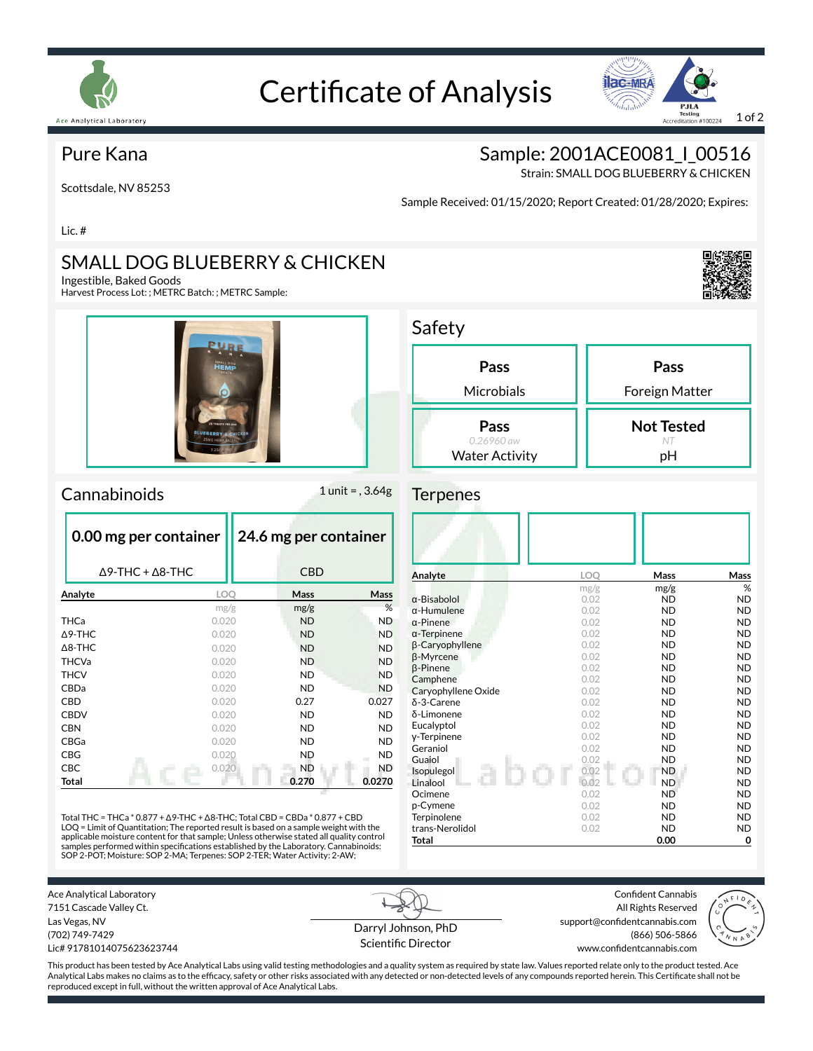# Certificate of Analysis

Ace Analytical Laboratory

PJLA Testing Accreditation #100224

## Pure Kana

Scottsdale, NV 85253

Lic. #

## Sample: 2001ACE0081_I_00516

Strain: SMALL DOG BLUEBERRY & CHICKEN

Sample Received: 01/15/2020; Report Created: 01/28/2020; Expires:

## SMALL DOG BLUEBERRY & CHICKEN

Ingestible, Baked Goods

Harvest Process Lot: ; METRC Batch: ; METRC Sample:

## Safety

| Result | Test |
|---|---|
| **Pass** | Microbials |
| **Pass** | Foreign Matter |
| **Pass** (0.26960 aw) | Water Activity |
| **Not Tested** (NT) | pH |

## Cannabinoids

1 unit = , 3.64g

**0.00 mg per container** — Δ9-THC + Δ8-THC

**24.6 mg per container** — CBD

| Analyte | LOQ | Mass | Mass |
|---|---|---|---|
| | mg/g | mg/g | % |
| THCa | 0.020 | ND | ND |
| Δ9-THC | 0.020 | ND | ND |
| Δ8-THC | 0.020 | ND | ND |
| THCVa | 0.020 | ND | ND |
| THCV | 0.020 | ND | ND |
| CBDa | 0.020 | ND | ND |
| CBD | 0.020 | 0.27 | 0.027 |
| CBDV | 0.020 | ND | ND |
| CBN | 0.020 | ND | ND |
| CBGa | 0.020 | ND | ND |
| CBG | 0.020 | ND | ND |
| CBC | 0.020 | ND | ND |
| **Total** | | **0.270** | **0.0270** |

Total THC = THCa * 0.877 + Δ9-THC + Δ8-THC; Total CBD = CBDa * 0.877 + CBD
LOQ = Limit of Quantitation; The reported result is based on a sample weight with the applicable moisture content for that sample; Unless otherwise stated all quality control samples performed within specifications established by the Laboratory. Cannabinoids: SOP 2-POT; Moisture: SOP 2-MA; Terpenes: SOP 2-TER; Water Activity: 2-AW;

## Terpenes

| Analyte | LOQ | Mass | Mass |
|---|---|---|---|
| | mg/g | mg/g | % |
| α-Bisabolol | 0.02 | ND | ND |
| α-Humulene | 0.02 | ND | ND |
| α-Pinene | 0.02 | ND | ND |
| α-Terpinene | 0.02 | ND | ND |
| β-Caryophyllene | 0.02 | ND | ND |
| β-Myrcene | 0.02 | ND | ND |
| β-Pinene | 0.02 | ND | ND |
| Camphene | 0.02 | ND | ND |
| Caryophyllene Oxide | 0.02 | ND | ND |
| δ-3-Carene | 0.02 | ND | ND |
| δ-Limonene | 0.02 | ND | ND |
| Eucalyptol | 0.02 | ND | ND |
| γ-Terpinene | 0.02 | ND | ND |
| Geraniol | 0.02 | ND | ND |
| Guaiol | 0.02 | ND | ND |
| Isopulegol | 0.02 | ND | ND |
| Linalool | 0.02 | ND | ND |
| Ocimene | 0.02 | ND | ND |
| p-Cymene | 0.02 | ND | ND |
| Terpinolene | 0.02 | ND | ND |
| trans-Nerolidol | 0.02 | ND | ND |
| **Total** | | **0.00** | **0** |

Ace Analytical Laboratory
7151 Cascade Valley Ct.
Las Vegas, NV
(702) 749-7429
Lic# 91781014075623623744

Darryl Johnson, PhD
Scientific Director

Confident Cannabis
All Rights Reserved
support@confidentcannabis.com
(866) 506-5866
www.confidentcannabis.com

This product has been tested by Ace Analytical Labs using valid testing methodologies and a quality system as required by state law. Values reported relate only to the product tested. Ace Analytical Labs makes no claims as to the efficacy, safety or other risks associated with any detected or non-detected levels of any compounds reported herein. This Certificate shall not be reproduced except in full, without the written approval of Ace Analytical Labs.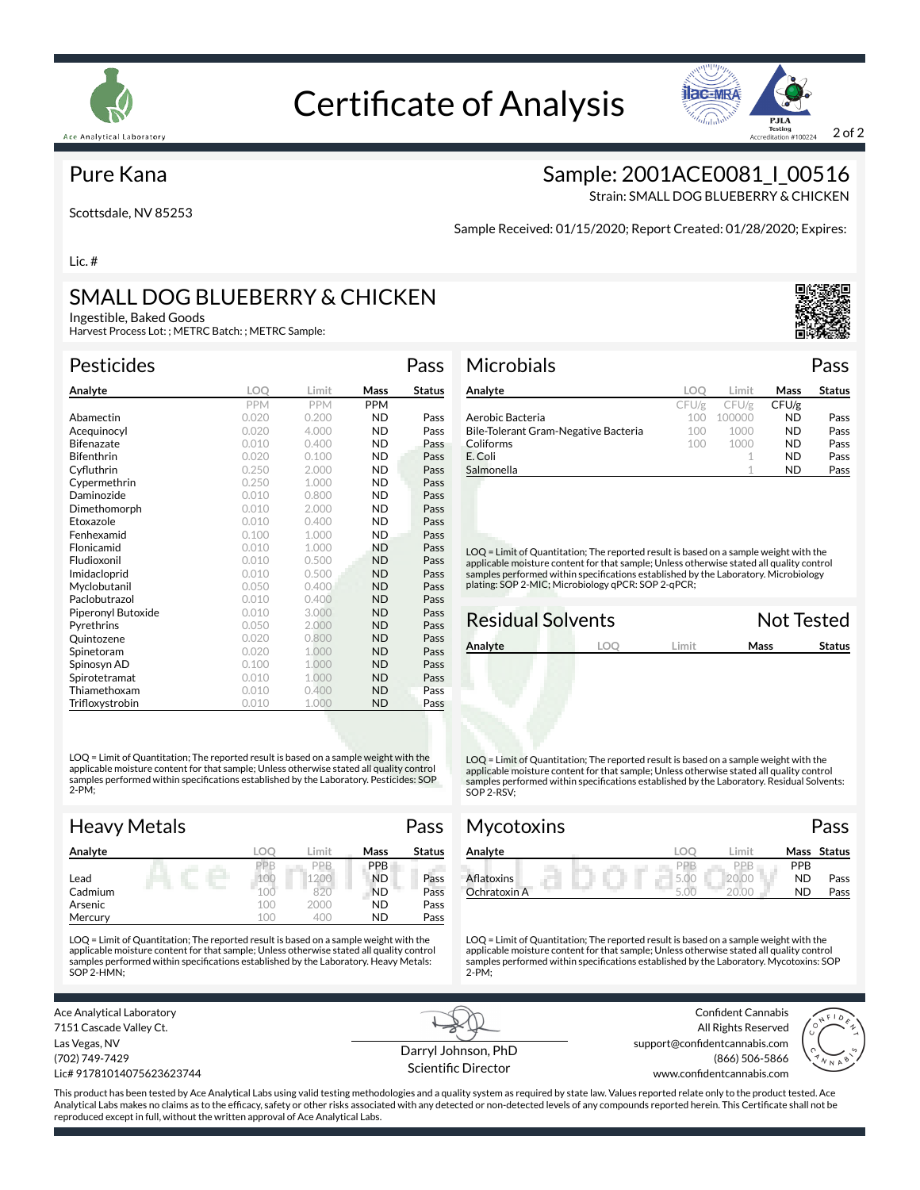# Certificate of Analysis

## Pure Kana

Scottsdale, NV 85253

Lic. #

## Sample: 2001ACE0081_I_00516

Strain: SMALL DOG BLUEBERRY & CHICKEN

Sample Received: 01/15/2020; Report Created: 01/28/2020; Expires:

## SMALL DOG BLUEBERRY & CHICKEN

Ingestible, Baked Goods

Harvest Process Lot: ; METRC Batch: ; METRC Sample:

### Pesticides — Pass

| Analyte | LOQ | Limit | Mass | Status |
|---|---|---|---|---|
| | PPM | PPM | PPM | |
| Abamectin | 0.020 | 0.200 | ND | Pass |
| Acequinocyl | 0.020 | 4.000 | ND | Pass |
| Bifenazate | 0.010 | 0.400 | ND | Pass |
| Bifenthrin | 0.020 | 0.100 | ND | Pass |
| Cyfluthrin | 0.250 | 2.000 | ND | Pass |
| Cypermethrin | 0.250 | 1.000 | ND | Pass |
| Daminozide | 0.010 | 0.800 | ND | Pass |
| Dimethomorph | 0.010 | 2.000 | ND | Pass |
| Etoxazole | 0.010 | 0.400 | ND | Pass |
| Fenhexamid | 0.100 | 1.000 | ND | Pass |
| Flonicamid | 0.010 | 1.000 | ND | Pass |
| Fludioxonil | 0.010 | 0.500 | ND | Pass |
| Imidacloprid | 0.010 | 0.500 | ND | Pass |
| Myclobutanil | 0.050 | 0.400 | ND | Pass |
| Paclobutrazol | 0.010 | 0.400 | ND | Pass |
| Piperonyl Butoxide | 0.010 | 3.000 | ND | Pass |
| Pyrethrins | 0.050 | 2.000 | ND | Pass |
| Quintozene | 0.020 | 0.800 | ND | Pass |
| Spinetoram | 0.020 | 1.000 | ND | Pass |
| Spinosyn AD | 0.100 | 1.000 | ND | Pass |
| Spirotetramat | 0.010 | 1.000 | ND | Pass |
| Thiamethoxam | 0.010 | 0.400 | ND | Pass |
| Trifloxystrobin | 0.010 | 1.000 | ND | Pass |

LOQ = Limit of Quantitation; The reported result is based on a sample weight with the applicable moisture content for that sample; Unless otherwise stated all quality control samples performed within specifications established by the Laboratory. Pesticides: SOP 2-PM;

### Microbials — Pass

| Analyte | LOQ | Limit | Mass | Status |
|---|---|---|---|---|
| | CFU/g | CFU/g | CFU/g | |
| Aerobic Bacteria | 100 | 100000 | ND | Pass |
| Bile-Tolerant Gram-Negative Bacteria | 100 | 1000 | ND | Pass |
| Coliforms | 100 | 1000 | ND | Pass |
| E. Coli | | 1 | ND | Pass |
| Salmonella | | 1 | ND | Pass |

LOQ = Limit of Quantitation; The reported result is based on a sample weight with the applicable moisture content for that sample; Unless otherwise stated all quality control samples performed within specifications established by the Laboratory. Microbiology plating: SOP 2-MIC; Microbiology qPCR: SOP 2-qPCR;

### Residual Solvents — Not Tested

| Analyte | LOQ | Limit | Mass | Status |
|---|---|---|---|---|

LOQ = Limit of Quantitation; The reported result is based on a sample weight with the applicable moisture content for that sample; Unless otherwise stated all quality control samples performed within specifications established by the Laboratory. Residual Solvents: SOP 2-RSV;

### Heavy Metals — Pass

| Analyte | LOQ | Limit | Mass | Status |
|---|---|---|---|---|
| | PPB | PPB | PPB | |
| Lead | 100 | 1200 | ND | Pass |
| Cadmium | 100 | 820 | ND | Pass |
| Arsenic | 100 | 2000 | ND | Pass |
| Mercury | 100 | 400 | ND | Pass |

LOQ = Limit of Quantitation; The reported result is based on a sample weight with the applicable moisture content for that sample; Unless otherwise stated all quality control samples performed within specifications established by the Laboratory. Heavy Metals: SOP 2-HMN;

### Mycotoxins — Pass

| Analyte | LOQ | Limit | Mass | Status |
|---|---|---|---|---|
| | PPB | PPB | PPB | |
| Aflatoxins | 5.00 | 20.00 | ND | Pass |
| Ochratoxin A | 5.00 | 20.00 | ND | Pass |

LOQ = Limit of Quantitation; The reported result is based on a sample weight with the applicable moisture content for that sample; Unless otherwise stated all quality control samples performed within specifications established by the Laboratory. Mycotoxins: SOP 2-PM;

Ace Analytical Laboratory
7151 Cascade Valley Ct.
Las Vegas, NV
(702) 749-7429
Lic# 91781014075623623744

Darryl Johnson, PhD
Scientific Director

Confident Cannabis
All Rights Reserved
support@confidentcannabis.com
(866) 506-5866
www.confidentcannabis.com

This product has been tested by Ace Analytical Labs using valid testing methodologies and a quality system as required by state law. Values reported relate only to the product tested. Ace Analytical Labs makes no claims as to the efficacy, safety or other risks associated with any detected or non-detected levels of any compounds reported herein. This Certificate shall not be reproduced except in full, without the written approval of Ace Analytical Labs.